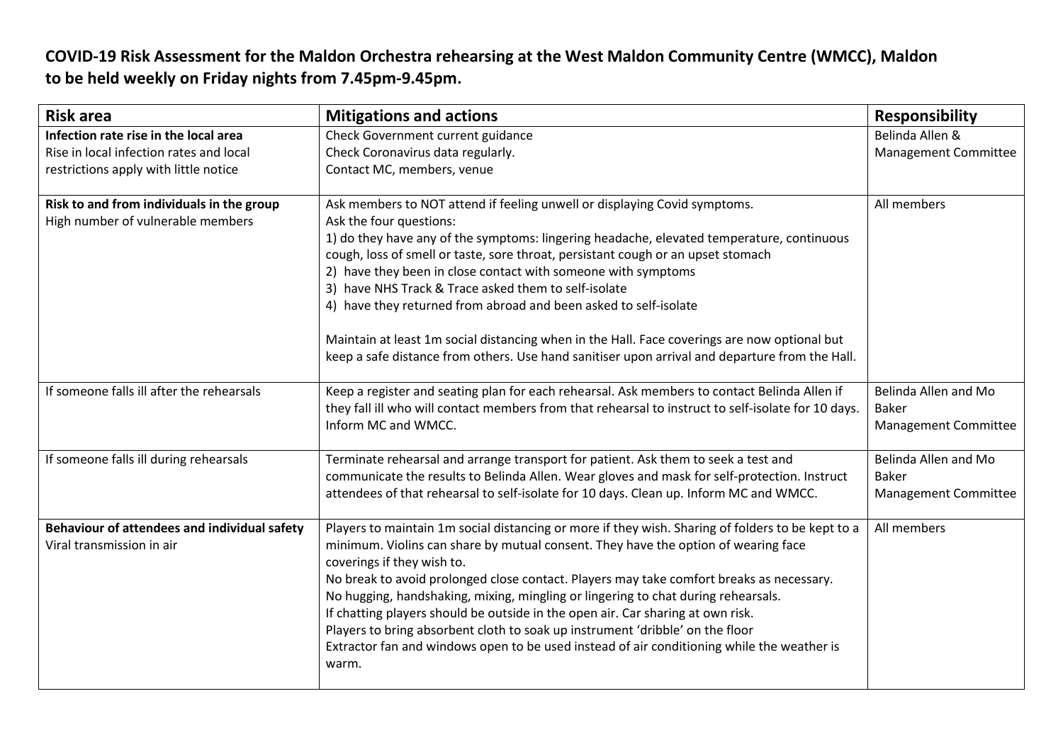# COVID-19 Risk Assessment for the Maldon Orchestra rehearsing at the West Maldon Community Centre (WMCC), Maldon to be held weekly on Friday nights from 7.45pm-9.45pm.

| Risk area | Mitigations and actions | Responsibility |
|---|---|---|
| **Infection rate rise in the local area**<br>Rise in local infection rates and local restrictions apply with little notice | Check Government current guidance<br>Check Coronavirus data regularly.<br>Contact MC, members, venue | Belinda Allen &<br>Management Committee |
| **Risk to and from individuals in the group**<br>High number of vulnerable members | Ask members to NOT attend if feeling unwell or displaying Covid symptoms.<br>Ask the four questions:<br>1) do they have any of the symptoms: lingering headache, elevated temperature, continuous cough, loss of smell or taste, sore throat, persistant cough or an upset stomach<br>2) have they been in close contact with someone with symptoms<br>3) have NHS Track & Trace asked them to self-isolate<br>4) have they returned from abroad and been asked to self-isolate<br><br>Maintain at least 1m social distancing when in the Hall. Face coverings are now optional but keep a safe distance from others. Use hand sanitiser upon arrival and departure from the Hall. | All members |
| If someone falls ill after the rehearsals | Keep a register and seating plan for each rehearsal. Ask members to contact Belinda Allen if they fall ill who will contact members from that rehearsal to instruct to self-isolate for 10 days. Inform MC and WMCC. | Belinda Allen and Mo Baker<br>Management Committee |
| If someone falls ill during rehearsals | Terminate rehearsal and arrange transport for patient. Ask them to seek a test and communicate the results to Belinda Allen. Wear gloves and mask for self-protection. Instruct attendees of that rehearsal to self-isolate for 10 days. Clean up. Inform MC and WMCC. | Belinda Allen and Mo Baker<br>Management Committee |
| **Behaviour of attendees and individual safety**<br>Viral transmission in air | Players to maintain 1m social distancing or more if they wish. Sharing of folders to be kept to a minimum. Violins can share by mutual consent. They have the option of wearing face coverings if they wish to.<br>No break to avoid prolonged close contact. Players may take comfort breaks as necessary.<br>No hugging, handshaking, mixing, mingling or lingering to chat during rehearsals.<br>If chatting players should be outside in the open air. Car sharing at own risk.<br>Players to bring absorbent cloth to soak up instrument 'dribble' on the floor<br>Extractor fan and windows open to be used instead of air conditioning while the weather is warm. | All members |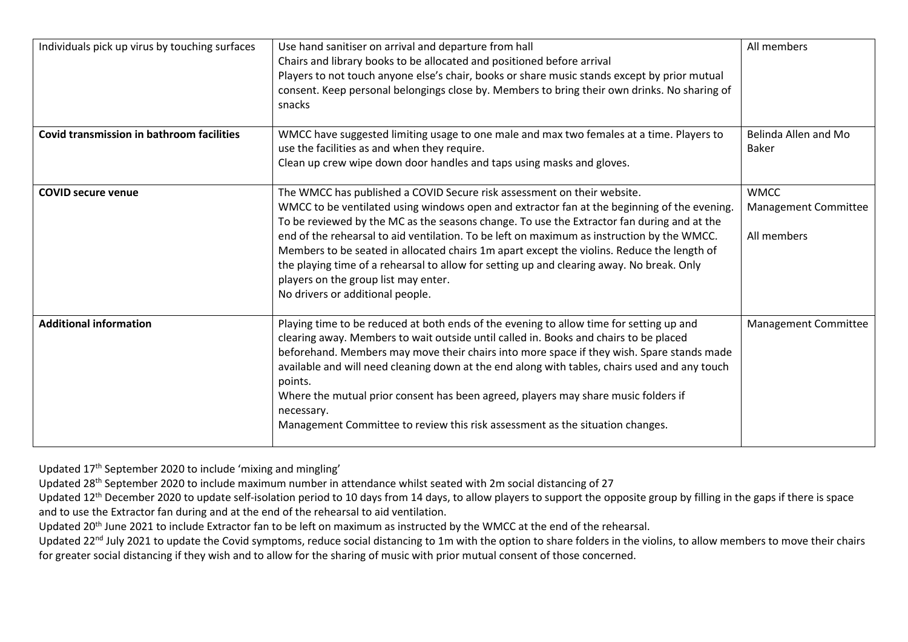| | | |
|---|---|---|
| Individuals pick up virus by touching surfaces | Use hand sanitiser on arrival and departure from hall<br>Chairs and library books to be allocated and positioned before arrival<br>Players to not touch anyone else's chair, books or share music stands except by prior mutual consent. Keep personal belongings close by. Members to bring their own drinks. No sharing of snacks | All members |
| **Covid transmission in bathroom facilities** | WMCC have suggested limiting usage to one male and max two females at a time. Players to use the facilities as and when they require.<br>Clean up crew wipe down door handles and taps using masks and gloves. | Belinda Allen and Mo Baker |
| **COVID secure venue** | The WMCC has published a COVID Secure risk assessment on their website.<br>WMCC to be ventilated using windows open and extractor fan at the beginning of the evening. To be reviewed by the MC as the seasons change. To use the Extractor fan during and at the end of the rehearsal to aid ventilation. To be left on maximum as instruction by the WMCC. Members to be seated in allocated chairs 1m apart except the violins. Reduce the length of the playing time of a rehearsal to allow for setting up and clearing away. No break. Only players on the group list may enter.<br>No drivers or additional people. | WMCC<br>Management Committee<br><br>All members |
| **Additional information** | Playing time to be reduced at both ends of the evening to allow time for setting up and clearing away. Members to wait outside until called in. Books and chairs to be placed beforehand. Members may move their chairs into more space if they wish. Spare stands made available and will need cleaning down at the end along with tables, chairs used and any touch points.<br>Where the mutual prior consent has been agreed, players may share music folders if necessary.<br>Management Committee to review this risk assessment as the situation changes. | Management Committee |

Updated 17th September 2020 to include 'mixing and mingling'

Updated 28th September 2020 to include maximum number in attendance whilst seated with 2m social distancing of 27

Updated 12th December 2020 to update self-isolation period to 10 days from 14 days, to allow players to support the opposite group by filling in the gaps if there is space and to use the Extractor fan during and at the end of the rehearsal to aid ventilation.

Updated 20th June 2021 to include Extractor fan to be left on maximum as instructed by the WMCC at the end of the rehearsal.

Updated 22nd July 2021 to update the Covid symptoms, reduce social distancing to 1m with the option to share folders in the violins, to allow members to move their chairs for greater social distancing if they wish and to allow for the sharing of music with prior mutual consent of those concerned.